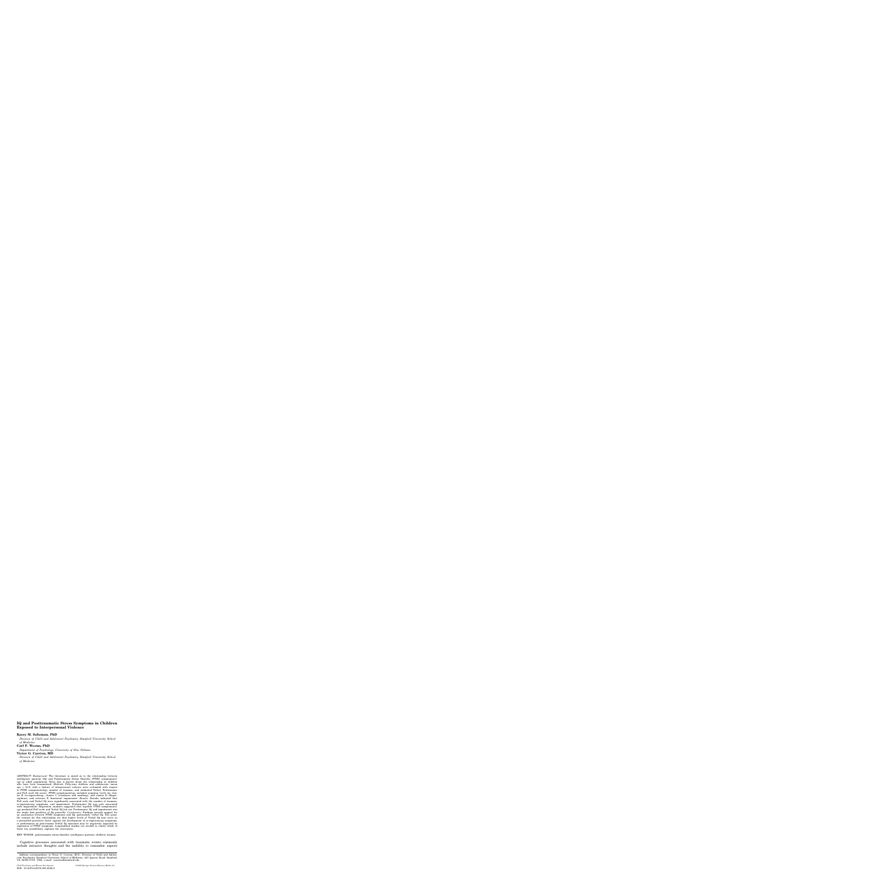# IQ and Posttraumatic Stress Symptoms in Children Exposed to Interpersonal Violence

**Kasey M. Saltzman, PhD**

*Division of Child and Adolescent Psychiatry, Stanford University School of Medicine*

**Carl F. Weems, PhD**

*Department of Psychology, University of New Orleans*

**Victor G. Carrion, MD**

*Division of Child and Adolescent Psychiatry, Stanford University School of Medicine*

ABSTRACT: *Background*. The literature is mixed as to the relationship between intelligence quotient (IQ) and Posttraumatic Stress Disorder (PTSD) symptomatology in adult populations. Even less is known about the relationship in children who have been traumatized. *Methods*. Fifty-nine children and adolescents (mean age = 10.6) with a history of interpersonal violence were evaluated with respect to PTSD symptomatology, number of traumas, and estimated Verbal, Performance and Full scale IQ scores. PTSD symptomatology included symptom levels for cluster B (re-experiencing), cluster C (avoidance and numbing), and cluster D (Hypervigilance) and criterion F, functional impairment. *Results*. Results indicated that Full scale and Verbal IQ were significantly associated with the number of traumas, re-experiencing symptoms, and impairment. Performance IQ was only associated with impairment. Regression analyses suggested that together PTSD symptomatology predicted Full-scale and Verbal IQ but not Performance IQ and impairment was the single best predictor of IQ generally. *Conclusions*. Findings provide support for an association between PTSD symptoms and IQ, particularly verbal IQ. Two possible reasons for this relationship are that higher levels of Verbal IQ may serve as a premorbid protective factor against the development of re-experiencing symptoms, or performance on post-trauma Verbal IQ measures may be negatively impacted by expression of PTSD symptoms. Longitudinal studies are needed to clarify which of these two possibilities explains the association.

KEY WORDS: posttraumatic stress disorder; intelligence quotient; children; trauma.

Cognitive processes associated with traumatic events commonly include intrusive thoughts and the inability to remember aspects

Address correspondence to Victor G. Carrion, M.D., Division of Child and Adolescent Psychiatry, Stanford University School of Medicine, 401 Quarry Road, Stanford, CA 94305-5719, USA; e-mail: vcarrion@stanford.edu.

DOI: 10.1007/s10578-005-0002-5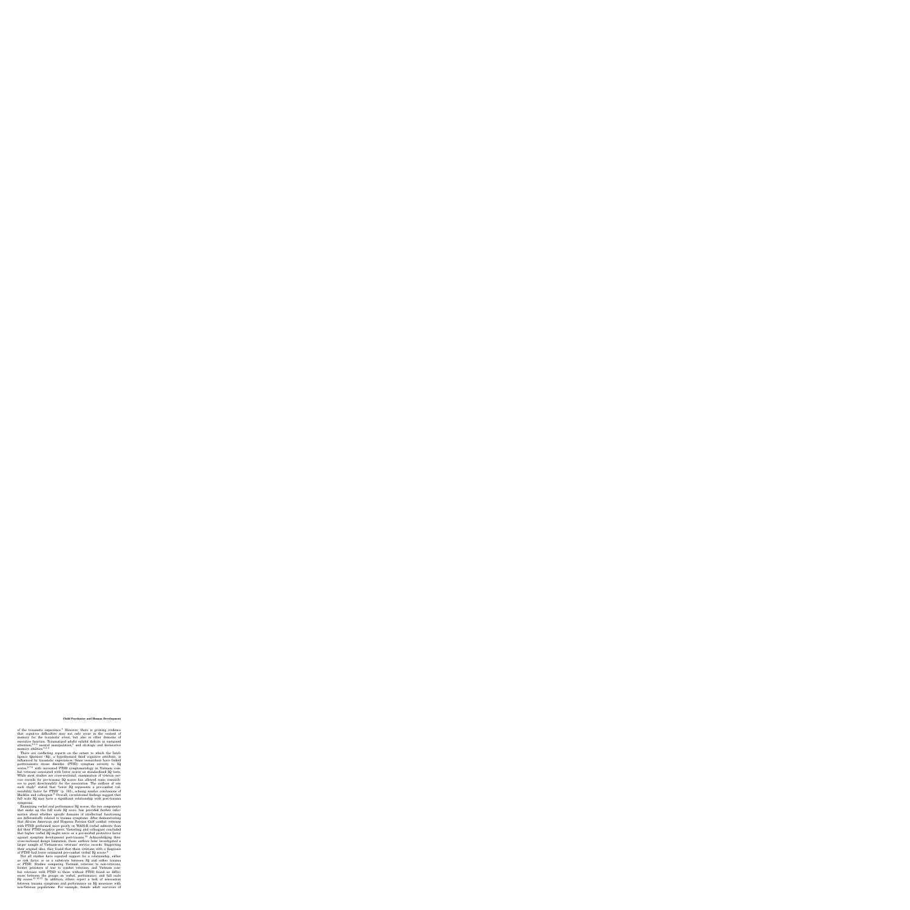of the traumatic experience.[1] However, there is growing evidence that cognitive difficulties may not only occur in the context of memory for the traumatic event, but also in other domains of executive function. Traumatized adults exhibit deficits in sustained attention,[2,3,4] mental manipulation,[3] and strategic and declarative memory abilities.[2,3,4]

There are conflicting reports on the extent to which the Intelligence Quotient (IQ), a hypothesized fixed cognitive attribute, is influenced by traumatic experiences. Some researchers have linked posttraumatic stress disorder (PTSD) symptom severity to IQ scores,[5,7,8] with increased PTSD symptomatology in Vietnam combat veterans associated with lower scores on standardized IQ tests. While most studies are cross-sectional, examination of veteran service records for pre-trauma IQ scores has allowed some researchers to posit directionality for the association. The authors of one such study[5] stated that "lower IQ represents a pre-combat vulnerability factor for PTSD" (p. 185), echoing similar conclusions of Macklin and colleagues.[6] Overall, correlational findings suggest that full scale IQ may have a significant relationship with post-trauma symptoms.

Examining verbal and performance IQ scores, the two components that make up the full scale IQ score, has provided further information about whether specific domains of intellectual functioning are differentially related to trauma symptoms. After demonstrating that African American and Hispanic Persian Gulf combat veterans with PTSD performed more poorly on WAIS-R verbal subtests than did their PTSD negative peers, Vasterling and colleagues concluded that higher verbal IQ might serve as a pre-morbid protective factor against symptom development post-trauma.[10] Acknowledging their cross-sectional design limitation, these authors later investigated a larger sample of Vietnam-era veterans' service records. Supporting their original idea, they found that those veterans with a diagnosis of PTSD had lower estimated pre-combat verbal IQ scores.[4]

Not all studies have reported support for a relationship, either as risk factor or as a substrate between IQ and either trauma or PTSD. Studies comparing Vietnam veterans to non-veterans, former prisoners of war to combat veterans, and Vietnam combat veterans with PTSD to those without PTSD found no differences between the groups on verbal, performance, and full scale IQ scores.[11,12,13] In addition, others report a lack of association between trauma symptoms and performance on IQ measures with non-Veteran populations. For example, female adult survivors of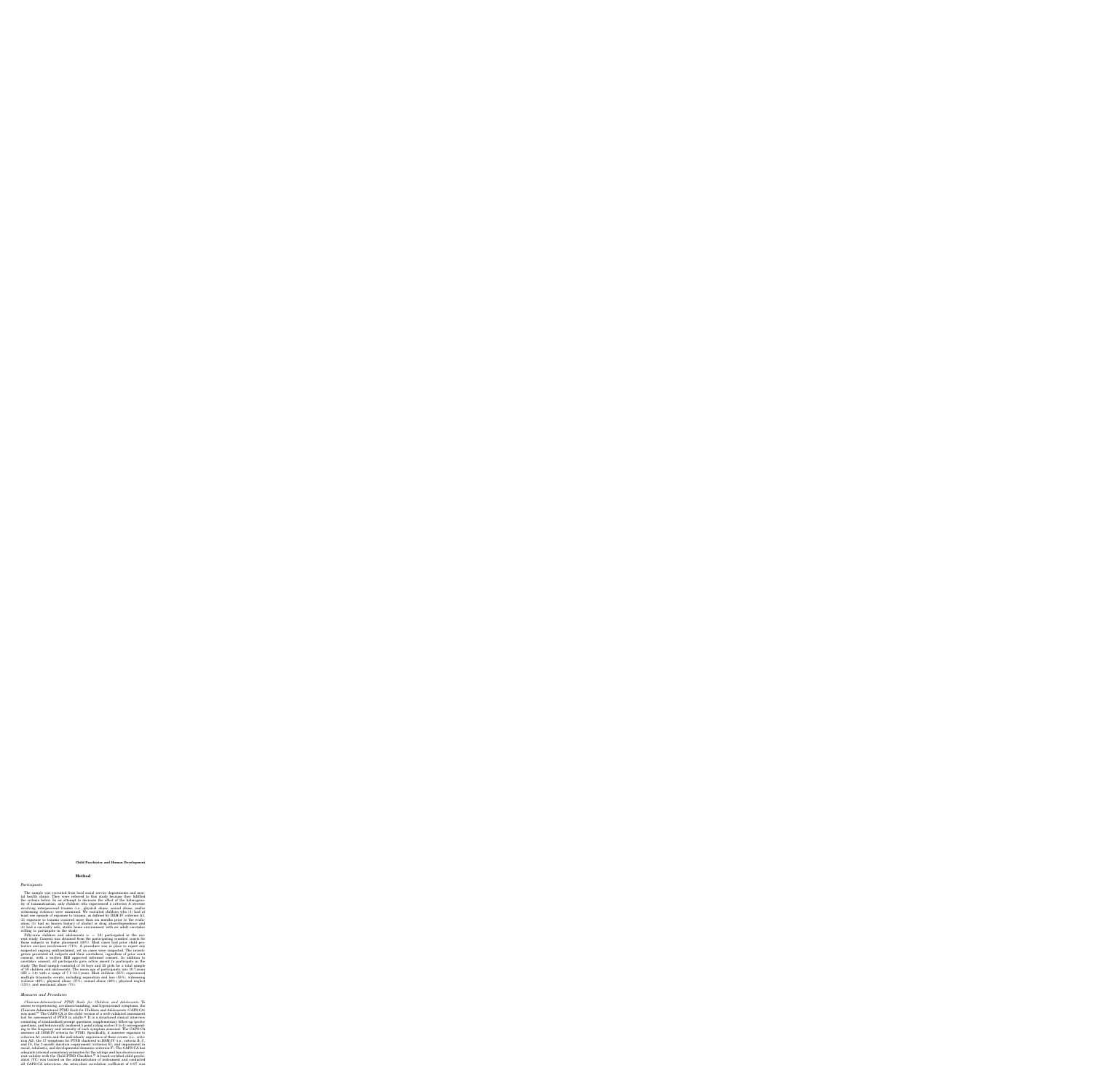## Method

### Participants

The sample was recruited from local social service departments and mental health clinics. They were referred to this study because they fulfilled the criteria below. In an attempt to decrease the effect of the heterogeneity of traumatization, only children who experienced a criterion A stressor involving interpersonal trauma (i.e., physical abuse, sexual abuse, and/or witnessing violence) were examined. We recruited children who (1) had at least one episode of exposure to trauma, as defined by DSM-IV criterion A1; (2) exposure to trauma occurred more than six months prior to the evaluation; (3) had no known history of alcohol or drug abuse/dependence and (4) had a currently safe, stable home environment with an adult caretaker willing to participate in the study.

Fifty-nine children and adolescents (n = 59) participated in the current study. Consent was obtained from the participating counties' courts for those subjects in foster placement (56%). Most cases had prior child protective services involvement (71%). A procedure was in place to report any suspected ongoing maltreatment, yet no cases were suspected. The investigators presented all subjects and their caretakers, regardless of prior court consent, with a written IRB approved informed consent. In addition to caretaker consent, all participants gave active assent to participate in the study. The final sample consisted of 34 boys and 25 girls for a total sample of 59 children and adolescents. The mean age of participants was 10.7 years (SD = 1.8) with a range of 7.1–14.1 years. Most children (55%) experienced multiple traumatic events, including separation and loss (55%), witnessing violence (49%), physical abuse (37%), sexual abuse (30%), physical neglect (12%), and emotional abuse (7%).

### Measures and Procedures

*Clinician-Administered PTSD Scale for Children and Adolescents.* To assess re-experiencing, avoidance/numbing, and hyperarousal symptoms, the Clinician-Administered PTSD Scale for Children and Adolescents (CAPS-CA) was used.[30] The CAPS-CA is the child version of a well-validated assessment tool for assessment of PTSD in adults.[31] It is a structured clinical interview consisting of standardized prompt questions, supplementary follow-up probe questions, and behaviorally anchored 5-point rating scales (0 to 4) corresponding to the frequency and intensity of each symptom assessed. The CAPS-CA assesses all DSM-IV criteria for PTSD. Specifically, it assesses exposure to criterion A1 events and the individuals' experience of these events (i.e., criterion A2), the 17 symptoms for PTSD clustered in DSM-IV (i.e., criteria B, C, and D), the 1-month duration requirement (criterion E), and impairment in social, scholastic, and developmental domains (criterion F). The CAPS-CA has adequate internal consistency estimates for the ratings and has shown concurrent validity with the Child PTSD Checklist.[30] A board-certified child psychiatrist (VC) was trained on the administration of instrument and conducted all CAPS-CA interviews. An intra-class correlation coefficient of 0.97 was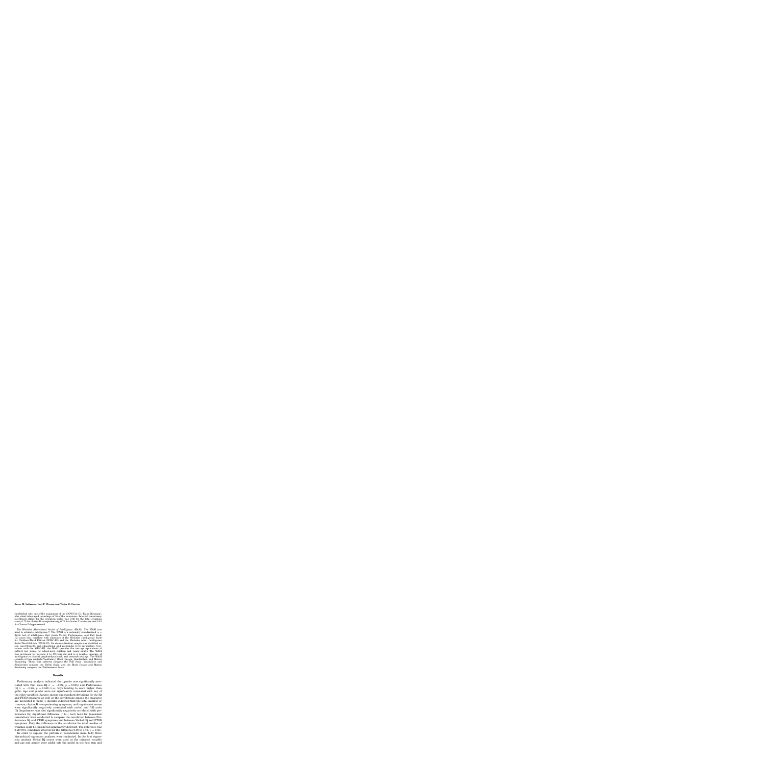established with one of the originators of the CAPS-CA (Dr. Elana Newman), who rated videotaped recordings of 10 of the interviews. Internal consistency (coefficient alpha) for the symptom scales was 0.85 for the total symptom score, 0.75 for cluster B re-experiencing, 0.71 for cluster C avoidance and 0.52 for Cluster D hyperarousal.

*The Wechsler Abbreviated Scales of Intelligence (WASI).* The WASI was used to estimate intelligence.[a] The WASI is a nationally standardized ($n$ = 2245) test of intelligence that yields Verbal, Performance, and Full Scale IQ scores that correlate with subscales of the Wechsler Intelligence Scale for Children-Third Edition (WISC-III) and the Wechsler Adult Intelligence Scale-Third Edition (WAIS-III). Its standardization sample was stratified on sex, race/ethnicity, and educational and geographic level parameters. Consistent with the WISC-III, the WASI provides the test-age equivalents of subtest raw scores for school-aged children and young adults. The WASI was developed for persons 6 to 89-years-old and is a reliable measure of intelligence in clinical, psychoeducational, and research settings. The WASI consists of four subtests-Vocabulary, Block Design, Similarities, and Matrix Reasoning. These four subtests compose the Full Scale, Vocabulary and Similarities compose the Verbal Scale, and the Block Design and Matrix Reasoning compose the Performance Scale.

## Results

Preliminary analysis indicated that gender was significantly associated with Full scale IQ ($r$ = −0.27, $p$ = 0.035) and Performance IQ ($r$ = −0.26, $p$ = 0.049) (i.e., boys tending to score higher than girls). Age and gender were not significantly correlated with any of the other variables. Ranges, means and standard deviations for the IQ and PTSD measures as well as the correlations among the measures are presented in Table 1. Results indicated that the total number or traumas, cluster B re-experiencing symptoms, and impairment scores were significantly negatively correlated with verbal and full scale IQ. Impairment was also significantly negatively correlated with performance IQ. Significant difference ($r$ to $z$ test) tests for dependent correlations were conducted to compare the correlation between Performance IQ and PTSD symptoms and between Verbal IQ and PTSD symptoms. Only the difference in the correlation for total number of traumas could be considered significantly different. The difference was 0.20 (95% confidence interval for the difference 0.00 to 0.40, $p$ = 0.05).

In order to explore the pattern of associations more fully three hierarchical regression analyses were conducted. In the first regression analysis Verbal IQ scores were used as the criterion variable and age and gender were added into the model in the first step and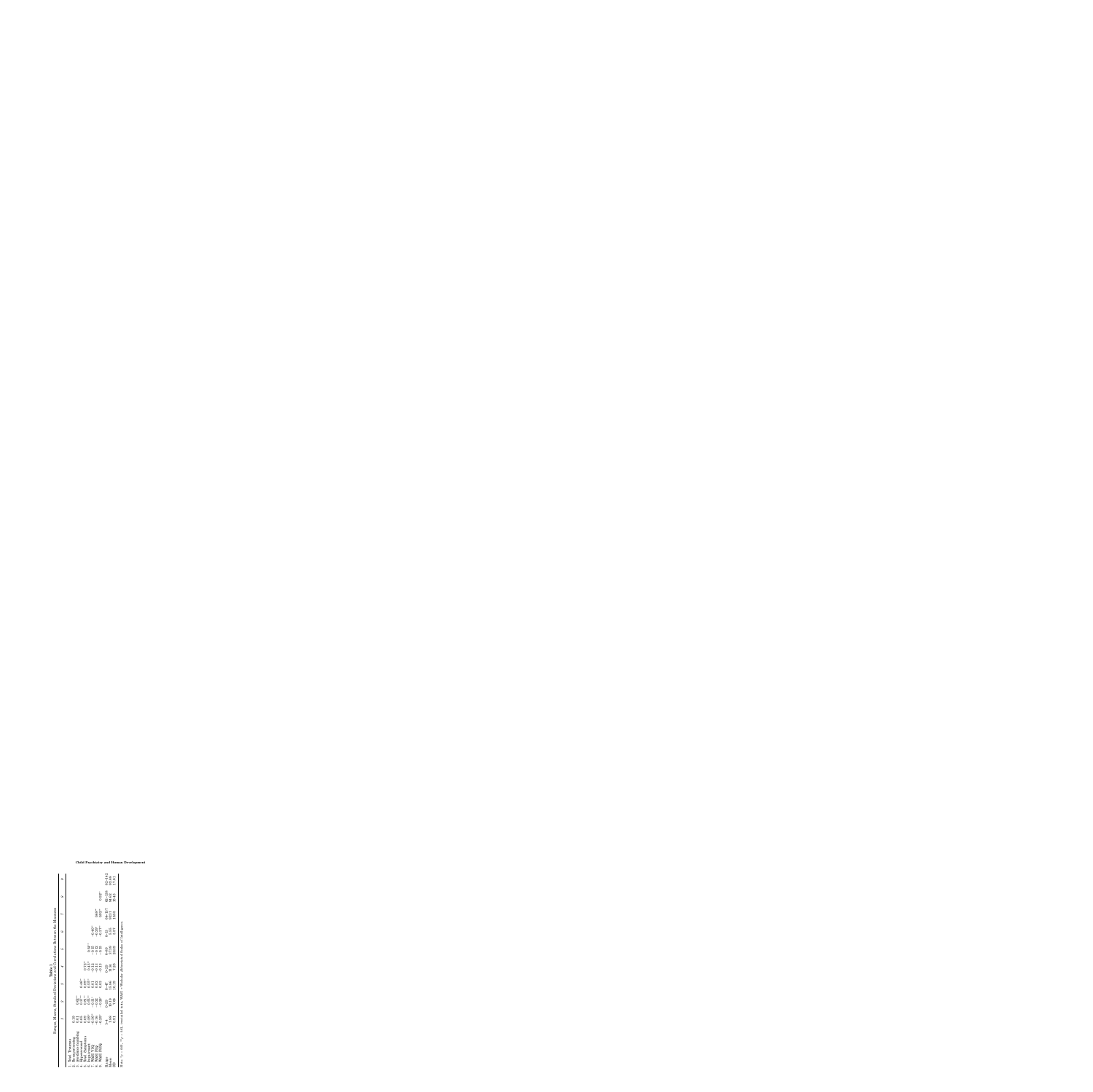**Table 1**
Ranges, Means, Standard Deviations and Correlations Between the Measures

| | 1 | 2 | 3 | 4 | 5 | 6 | 7 | 8 | 9 |
|---|---|---|---|---|---|---|---|---|---|
| 1. Total Trauma | | | | | | | | | |
| 2. Re-experiencing | 0.19 | | | | | | | | |
| 3. Avoidance/numbing | 0.05 | 0.82** | | | | | | | |
| 4. Hyperarousal | 0.08 | 0.87** | 0.64** | | | | | | |
| 5. Total Symptoms | 0.09 | 0.95** | 0.89** | 0.73** | | | | | |
| 6. Impairment | 0.15* | 0.31** | 0.17 | 0.41** | 0.64** | | | | |
| 7. WASI VIQ | −0.19* | −0.12 | 0.01 | −0.12 | −0.15 | −0.40** | | | |
| 8. WASI PIQ | −0.16 | −0.22* | 0.02 | −0.13 | −0.12 | −0.29* | 0.66** | | |
| 9. WASI FSIQ | −0.18* | −0.20* | 0.03 | −0.13 | −0.15 | −0.37* | 0.95** | 0.93** | |
| Range | 1–6 | 0–25 | 0–47 | 0–33 | 0–69 | 0–31 | 64–137 | 62–126 | 62–142 |
| Mean | 1.86 | 10.13 | 15.96 | 11.34 | 37.59 | 5.23 | 93.81 | 96.62 | 94.98 |
| SD | 0.91 | 7.06 | 10.19 | 7.28 | 20.03 | 3.57 | 16.65 | 18.83 | 17.61 |

Note. *p < .05, **p < .01; two-tailed tests; WASI = Wechsler Abbreviated Scale of Intelligence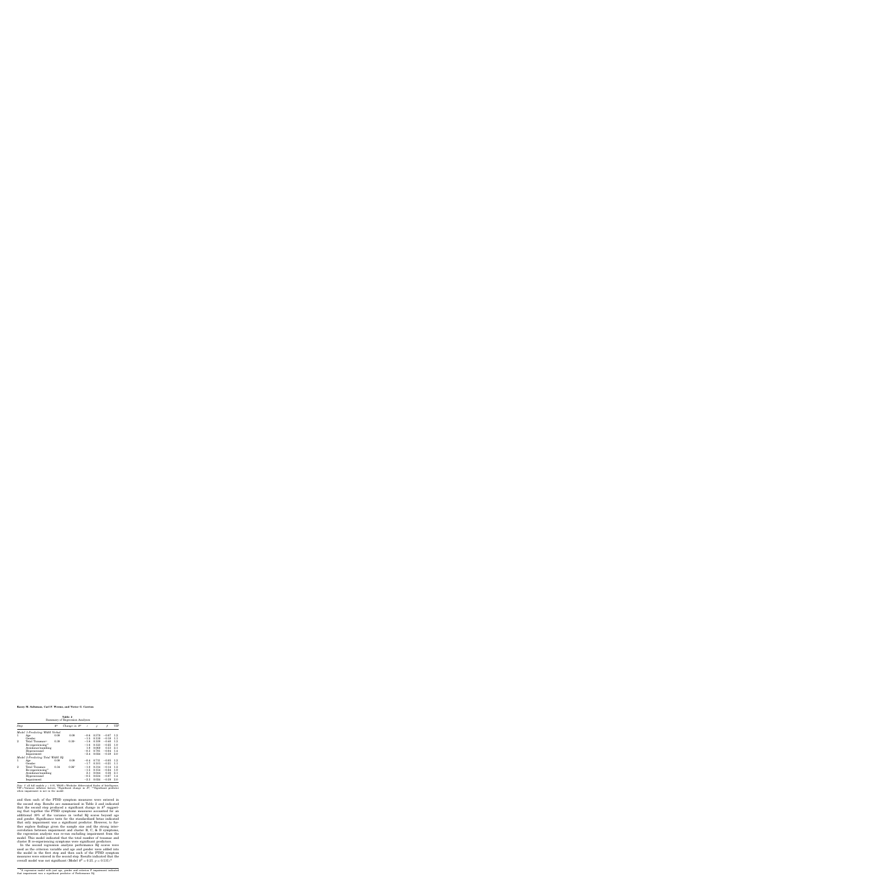**Table 2**
Summary of Regression Analyses

| Step | | $R^2$ | Change in $R^2$ | $t$ | $p$ | $\beta$ | VIF |
|---|---|---|---|---|---|---|---|
| *Model 1-Predicting WASI Verbal* | | | | | | | |
| 1 | Age | 0.08 | 0.08 | −0.6 | 0.573 | −0.07 | 1.2 |
| | Gender | | | −1.5 | 0.135 | −0.18 | 1.1 |
| 2 | Total Traumas** | 0.38 | 0.30* | −1.6 | 0.109 | −0.40 | 1.2 |
| | Re-experiencing** | | | −1.6 | 0.122 | −0.25 | 1.9 |
| | Avoidance/numbing | | | 1.9 | 0.060 | 0.11 | 2.1 |
| | Hyperarousal | | | −0.3 | 0.785 | −0.04 | 1.4 |
| | Impairment | | | −2.4 | 0.024 | −0.28 | 2.0 |
| *Model 2-Predicting Total WASI IQ* | | | | | | | |
| 1 | Age | 0.08 | 0.08 | −0.4 | 0.711 | −0.05 | 1.2 |
| | Gender | | | −1.7 | 0.101 | −0.21 | 1.1 |
| 2 | Total Traumas | 0.34 | 0.26* | −1.0 | 0.316 | −0.14 | 1.2 |
| | Re-experiencing** | | | −1.5 | 0.154 | −0.24 | 1.9 |
| | Avoidance/numbing | | | 2.1 | 0.044 | 0.16 | 2.1 |
| | Hyperarousal | | | −0.5 | 0.634 | −0.07 | 1.4 |
| | Impairment | | | −2.3 | 0.024 | −0.39 | 2.0 |

*Note.* F all full models $p<0.05$. WASI = Wechsler Abbreviated Scales of Intelligence, VIF = Variance inflation factors, *Significant change in $R^2$. **Significant predictor when impairment is not in the model.

and then each of the PTSD symptom measures were entered in the second step. Results are summarized in Table 2 and indicated that the second step produced a significant change in $R^2$ suggesting that together the PTSD symptoms measures accounted for an additional 30% of the variance in verbal IQ scores beyond age and gender. Significance tests for the standardized betas indicated that only impairment was a significant predictor. However, to further explore findings given the sample size and the strong intercorrelation between impairment and cluster B, C, & D symptoms, the regression analysis was re-run excluding impairment from the model. This model indicated that the total number of traumas and cluster B re-experiencing symptoms were significant predictors.

In the second regression analysis performance IQ scores were used as the criterion variable and age and gender were added into the model in the first step and then each of the PTSD symptom measures were entered in the second step. Results indicated that the overall model was not significant (Model $R^2 = 0.21$, $p = 0.131$).[4]

[4] A regression model with just age, gender and criterion F impairment indicated that impairment was a significant predictor of Performance IQ.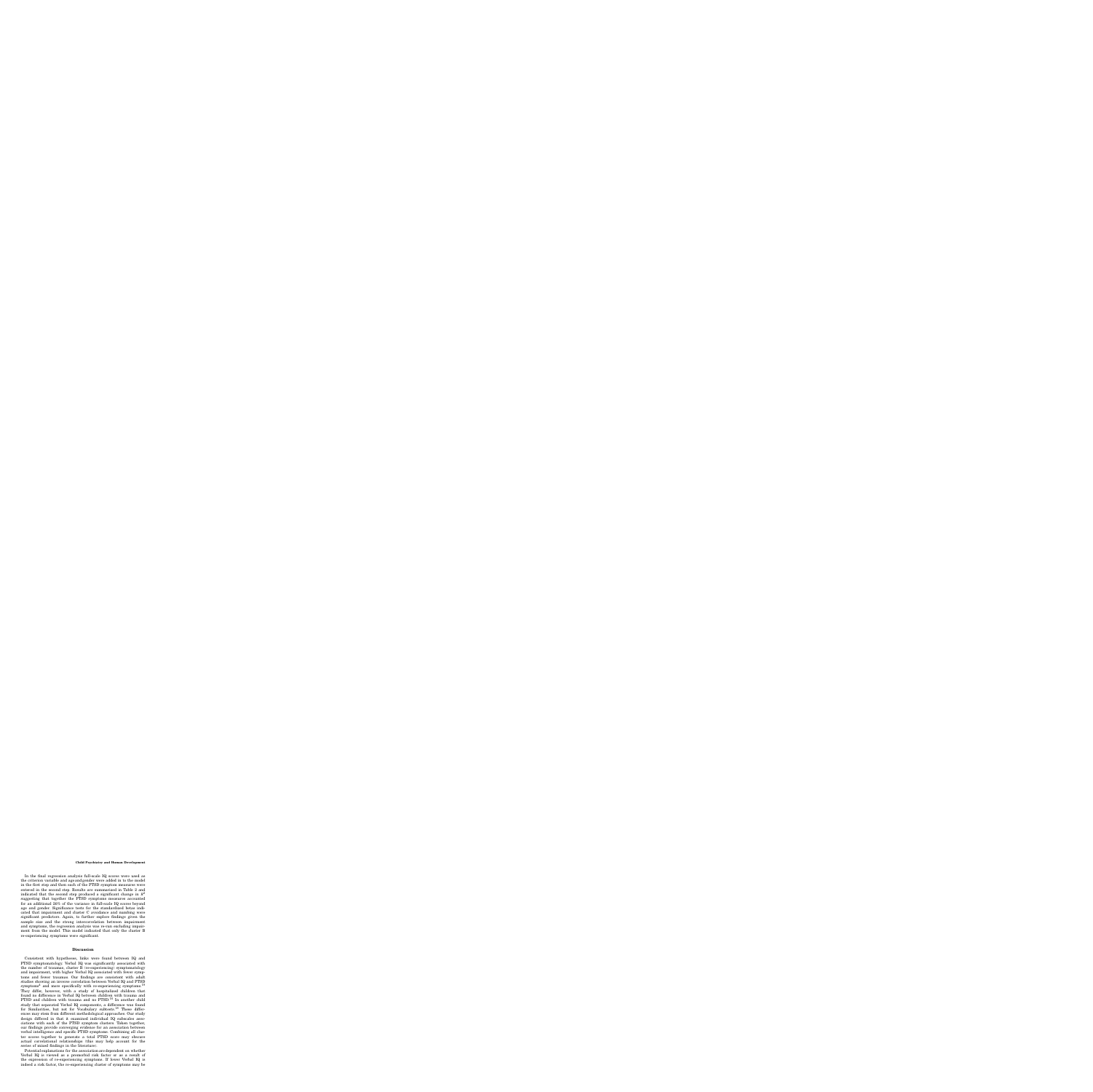In the final regression analysis full-scale IQ scores were used as the criterion variable and age and gender were added in to the model in the first step and then each of the PTSD symptom measures were entered in the second step. Results are summarized in Table 2 and indicated that the second step produced a significant change in $R^2$ suggesting that together the PTSD symptoms measures accounted for an additional 26% of the variance in full-scale IQ scores beyond age and gender. Significance tests for the standardized betas indicated that impairment and cluster C avoidance and numbing were significant predictors. Again, to further explore findings given the sample size and the strong intercorrelation between impairment and symptoms, the regression analysis was re-run excluding impairment from the model. This model indicated that only the cluster B re-experiencing symptoms were significant.

## Discussion

Consistent with hypotheses, links were found between IQ and PTSD symptomatology. Verbal IQ was significantly associated with the number of traumas, cluster B (re-experiencing) symptomatology and impairment, with higher Verbal IQ associated with fewer symptoms and fewer traumas. Our findings are consistent with adult studies showing an inverse correlation between Verbal IQ and PTSD symptoms[4] and more specifically with re-experiencing symptoms.[19] They differ, however, with a study of hospitalized children that found no difference in Verbal IQ between children with trauma and PTSD and children with trauma and no PTSD.[15] In another child study that separated Verbal IQ components, a difference was found for Similarities, but not for Vocabulary subtests.[16] These differences may stem from different methodological approaches. Our study design differed in that it examined individual IQ subscales associations with each of the PTSD symptom clusters. Taken together, our findings provide converging evidence for an association between verbal intelligence and specific PTSD symptoms. Combining all cluster scores together to generate a total PTSD score may obscure actual correlational relationships (this may help account for the series of mixed findings in the literature).

Potential explanations for the association are dependent on whether Verbal IQ is viewed as a premorbid risk factor or as a result of the expression of re-experiencing symptoms. If lower Verbal IQ is indeed a risk factor, the re-experiencing cluster of symptoms may be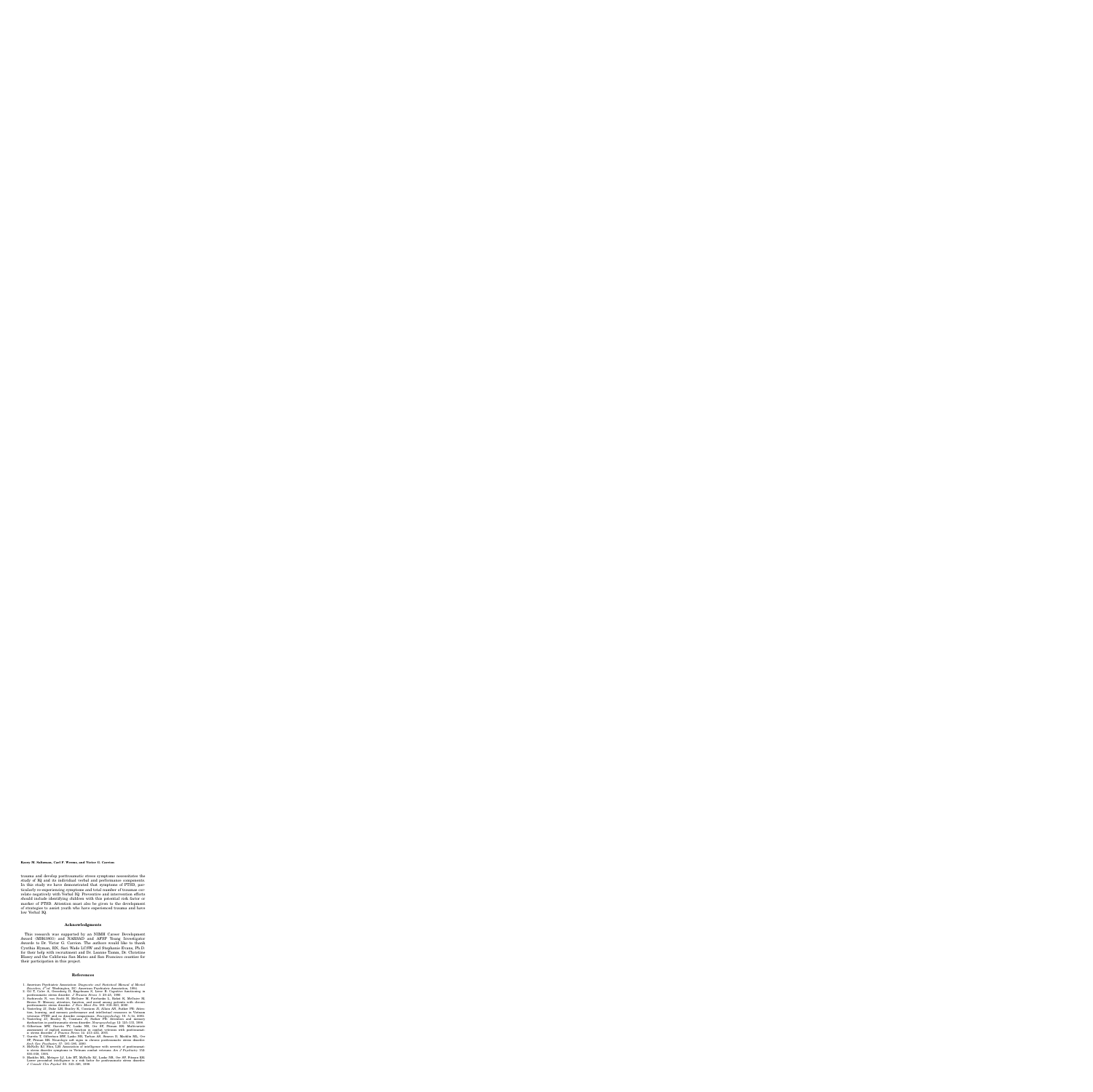trauma and develop posttraumatic stress symptoms necessitates the study of IQ and its individual verbal and performance components. In this study we have demonstrated that symptoms of PTSD, particularly re-experiencing symptoms and total number of traumas correlate negatively with Verbal IQ. Preventive and intervention efforts should include identifying children with this potential risk factor or marker of PTSD. Attention must also be given to the development of strategies to assist youth who have experienced trauma and have low Verbal IQ.

## Acknowledgments

This research was supported by an NIMH Career Development Award (MH63893) and NARSAD and APIRE Young Investigator Awards to Dr. Victor G. Carrion. The authors would like to thank Cynthia Ryman, RN, Sari Wade LCSW and Stephanie Evans, Ph.D. for their help with recruitment and Dr. Leanne Tamm, Dr. Christine Blasey and the California San Mateo and San Francisco counties for their participation in this project.

## References

1. American Psychiatric Association. *Diagnostic and Statistical Manual of Mental Disorders, 4th ed.* Washington, DC: American Psychiatric Association, 1994.
2. Gil T, Calev A, Greenberg D, Kugelmass S, Lerer B. Cognitive functioning in posttraumatic stress disorder. *J Trauma Stress* 3: 29–45, 1990.
3. Sachinvala N, von Scotti H, McGuire M, Fairbanks L, Bakst K, McGuire M, Brown N. Memory, attention, function, and mood among patients with chronic posttraumatic stress disorder. *J Nerv Ment Dis* 188: 818–823, 2000.
4. Vasterling JJ, Duke LM, Brailey K, Constans JI, Allain AN, Sutker PB. Attention, learning, and memory performance and intellectual resources in Vietnam veterans: PTSD and no disorder comparisons. *Neuropsychology* 16: 5–14, 2002.
5. Vasterling JJ, Brailey K, Constans JI, Sutker PB. Attention and memory dysfunction in posttraumatic stress disorder. *Neuropsychology* 12: 125–133, 1998.
6. Gilbertson MW, Gurvits TV, Lasko NB, Orr SP, Pitman RK. Multivariate assessment of explicit memory function in combat veterans with posttraumatic stress disorder. *J Trauma Stress* 14: 413–432, 2001.
7. Gurvits T, Gilbertson MW, Lasko NB, Tarhan AS, Simeon D, Macklin ML, Orr SP, Pitman RK. Neurologic soft signs in chronic posttraumatic stress disorder. *Arch Gen Psychiatry* 57: 181–186, 2000.
8. McNally RJ, Shin LM. Association of intelligence with severity of posttraumatic stress disorder symptoms in Vietnam combat veterans. *Am J Psychiatry* 152: 936–938, 1995.
9. Macklin ML, Metzger LJ, Litz BT, McNally RJ, Lasko NB, Orr SP, Pitman RK. Lower precombat intelligence is a risk factor for posttraumatic stress disorder. *J Consult Clin Psychol* 66: 323–326, 1998.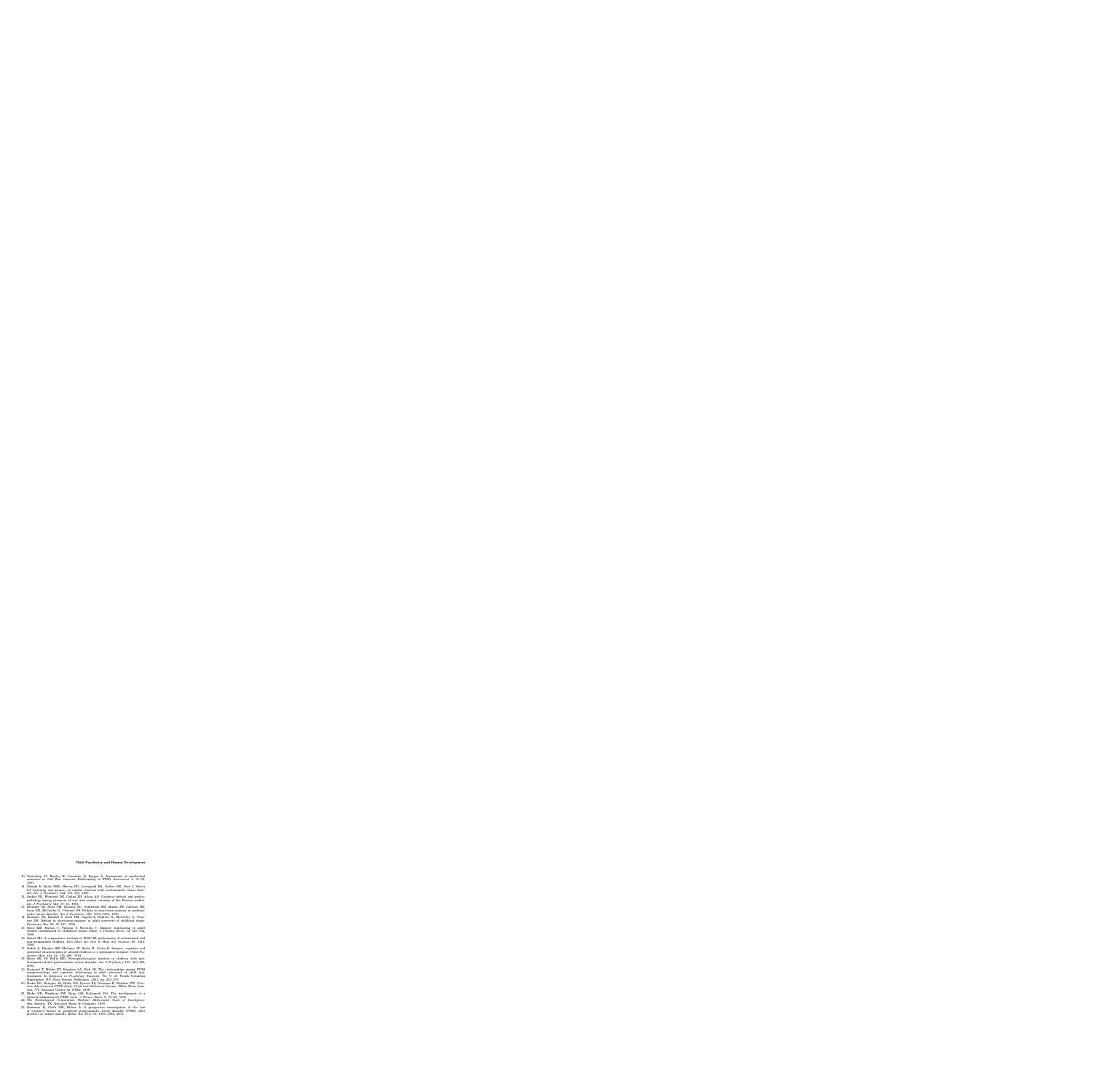10. Vasterling JJ, Brailey K, Constans JI, Borges A. Assessment of intellectual resources in Gulf War veterans: Relationship to PTSD. *Assessment* 4: 51–59, 1997.
11. Yehuda R, Keefe RSE, Harvey PD, Levengood RA, Gerber DK, Geni J, Siever LJ. Learning and memory in combat veterans with posttraumatic stress disorder. *Am J Psychiatry* 152: 137–139, 1995.
12. Sutker PB, Winstead DK, Galina ZH, Allain AN. Cognitive deficits and psychopathology among former prisoners of war and combat veterans of the Korean conflict. *Am J Psychiatry* 148: 67–72, 1991.
13. Bremner JD, Scott TM, Delaney RC, Southwick SM, Mason JW, Johnson DR, Innis RB, McCarthy G, Charney DS. Deficits in short-term memory in posttraumatic stress disorder. *Am J Psychiatry* 150: 1015–1019, 1993.
14. Bremner JD, Randall P, Scott TM, Capelli S, Delaney R, McCarthy G, Charney DS. Deficits in short-term memory in adult survivors of childhood abuse. *Psychiatry Res* 59: 97–107, 1995.
15. Stein MB, Hanna C, Vaerum V, Koverola C. Memory functioning in adult women traumatized by childhood sexual abuse. *J Trauma Stress* 12: 527–534, 1999.
16. Samet SJ. A comparative analysis of WISC-III performance of traumatized and non-traumatized children. *Diss Abstr Int: Sect A: Hum Soc Sciences* 59: 3419, 1999.
17. Sadeh A, Hayden RM, McGuire JP, Sachs H, Civita R. Somatic, cognitive and emotional characteristics of abused children in a psychiatric hospital. *Child Psychiatry Hum Dev* 24: 191–200, 1994.
18. Beers SR, De Bellis MD. Neuropsychological function in children with maltreatment-related posttraumatic stress disorder. *Am J Psychiatry* 159: 483–486, 2002.
19. Diamond T, Muller RT, Rondeau LA, Rich JB. The relationships among PTSD symptomatology and cognitive functioning in adult survivors of child maltreatment. In *Advances in Psychology Research*, Vol. V ed. Frank Columbus Huntington, NY: Nova Science Publishers, 2001, pp. 253–279.
20. Nader KO, Kriegler JA, Blake DD, Pynoos RS, Newman E, Weathers FW. *Clinician-Administered PTSD Scale, Child and Adolescent Version.* White River Junction, VT: National Center for PTSD, 1996.
21. Blake DD, Weathers FW, Nagy LM, Kaloupek DG. The development of a clinician-administered PTSD scale. *J Trauma Stress* 8: 75–90, 1995.
22. The Psychological Corporation: *Wechsler Abbreviated Scale of Intelligence.* San Antonio, TX: Harcourt Brace & Company. 1999.
23. Dunmore E, Clark DM, Ehlers A. A prospective investigation of the role of cognitive factors in persistent posttraumatic stress disorder (PTSD) after physical or sexual assault. *Behav Res Ther* 39: 1063–1084, 2001.